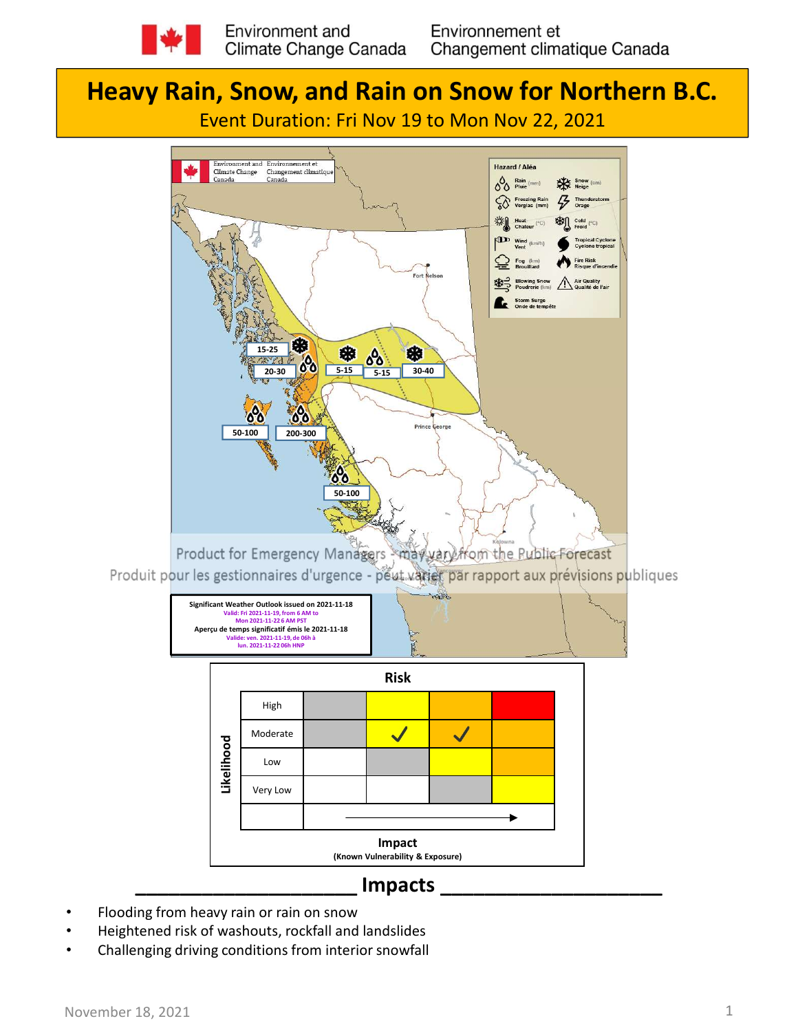Environment and Climate Change Canada / Environnement et Changement climatique Canada

# Heavy Rain, Snow, and Rain on Snow for Northern B.C.

Event Duration: Fri Nov 19 to Mon Nov 22, 2021

Product for Emergency Managers - may vary from the Public Forecast

Produit pour les gestionnaires d'urgence - peut varier par rapport aux prévisions publiques

**Significant Weather Outlook issued on 2021-11-18**
Valid: Fri 2021-11-19, from 6 AM to Mon 2021-11-22 6 AM PST
**Aperçu de temps significatif émis le 2021-11-18**
Valide: ven. 2021-11-19, de 06h à lun. 2021-11-22 06h HNP

| Likelihood \ Impact | | | | |
|---|---|---|---|---|
| High | | | | |
| Moderate | | ✓ | ✓ | |
| Low | | | | |
| Very Low | | | | |

**Risk** — Likelihood vs. **Impact** (Known Vulnerability & Exposure)

## Impacts

- Flooding from heavy rain or rain on snow
- Heightened risk of washouts, rockfall and landslides
- Challenging driving conditions from interior snowfall

November 18, 2021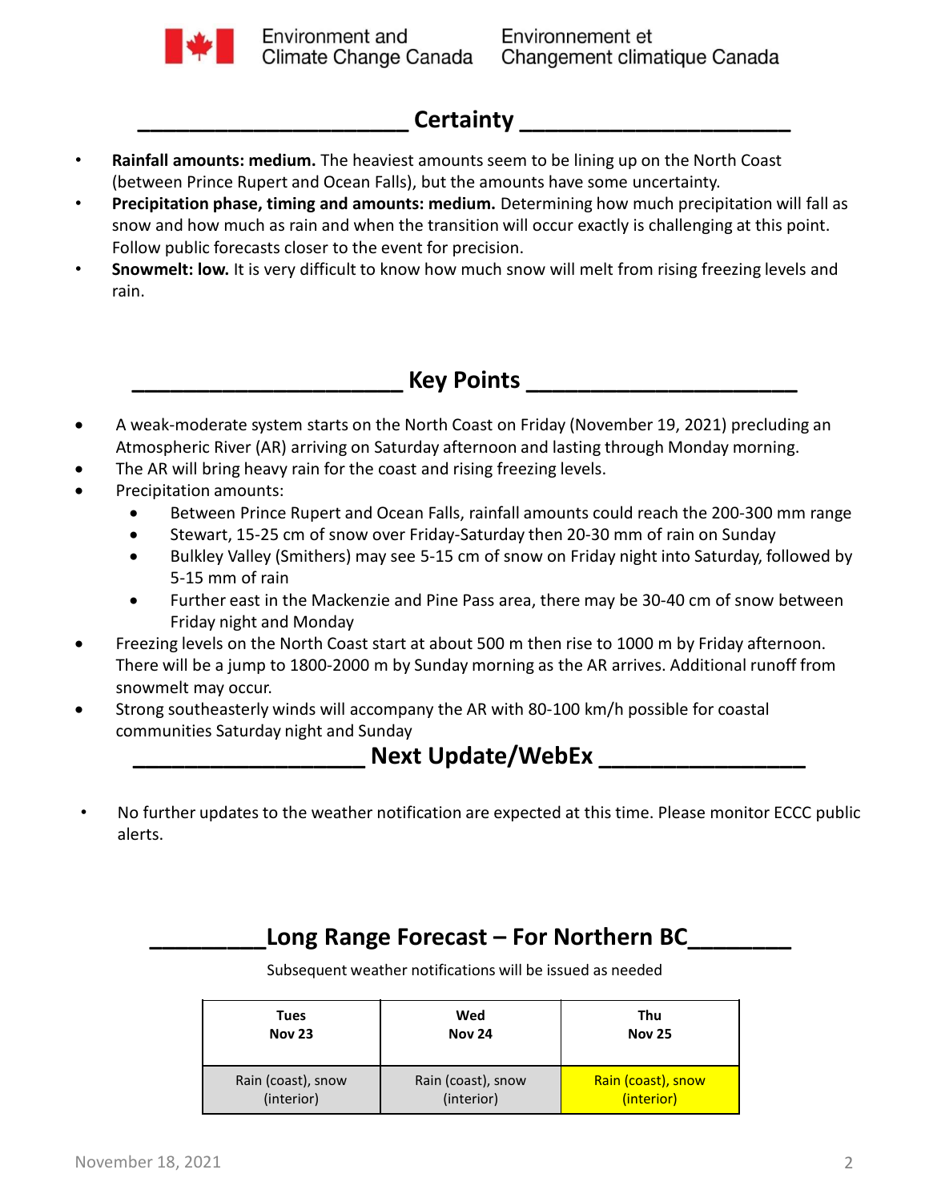## Certainty

- **Rainfall amounts: medium.** The heaviest amounts seem to be lining up on the North Coast (between Prince Rupert and Ocean Falls), but the amounts have some uncertainty.
- **Precipitation phase, timing and amounts: medium.** Determining how much precipitation will fall as snow and how much as rain and when the transition will occur exactly is challenging at this point. Follow public forecasts closer to the event for precision.
- **Snowmelt: low.** It is very difficult to know how much snow will melt from rising freezing levels and rain.

## Key Points

- A weak-moderate system starts on the North Coast on Friday (November 19, 2021) precluding an Atmospheric River (AR) arriving on Saturday afternoon and lasting through Monday morning.
- The AR will bring heavy rain for the coast and rising freezing levels.
- Precipitation amounts:
  - Between Prince Rupert and Ocean Falls, rainfall amounts could reach the 200-300 mm range
  - Stewart, 15-25 cm of snow over Friday-Saturday then 20-30 mm of rain on Sunday
  - Bulkley Valley (Smithers) may see 5-15 cm of snow on Friday night into Saturday, followed by 5-15 mm of rain
  - Further east in the Mackenzie and Pine Pass area, there may be 30-40 cm of snow between Friday night and Monday
- Freezing levels on the North Coast start at about 500 m then rise to 1000 m by Friday afternoon. There will be a jump to 1800-2000 m by Sunday morning as the AR arrives. Additional runoff from snowmelt may occur.
- Strong southeasterly winds will accompany the AR with 80-100 km/h possible for coastal communities Saturday night and Sunday

## Next Update/WebEx

- No further updates to the weather notification are expected at this time. Please monitor ECCC public alerts.

## Long Range Forecast – For Northern BC

Subsequent weather notifications will be issued as needed

| Tues Nov 23 | Wed Nov 24 | Thu Nov 25 |
|---|---|---|
| Rain (coast), snow (interior) | Rain (coast), snow (interior) | Rain (coast), snow (interior) |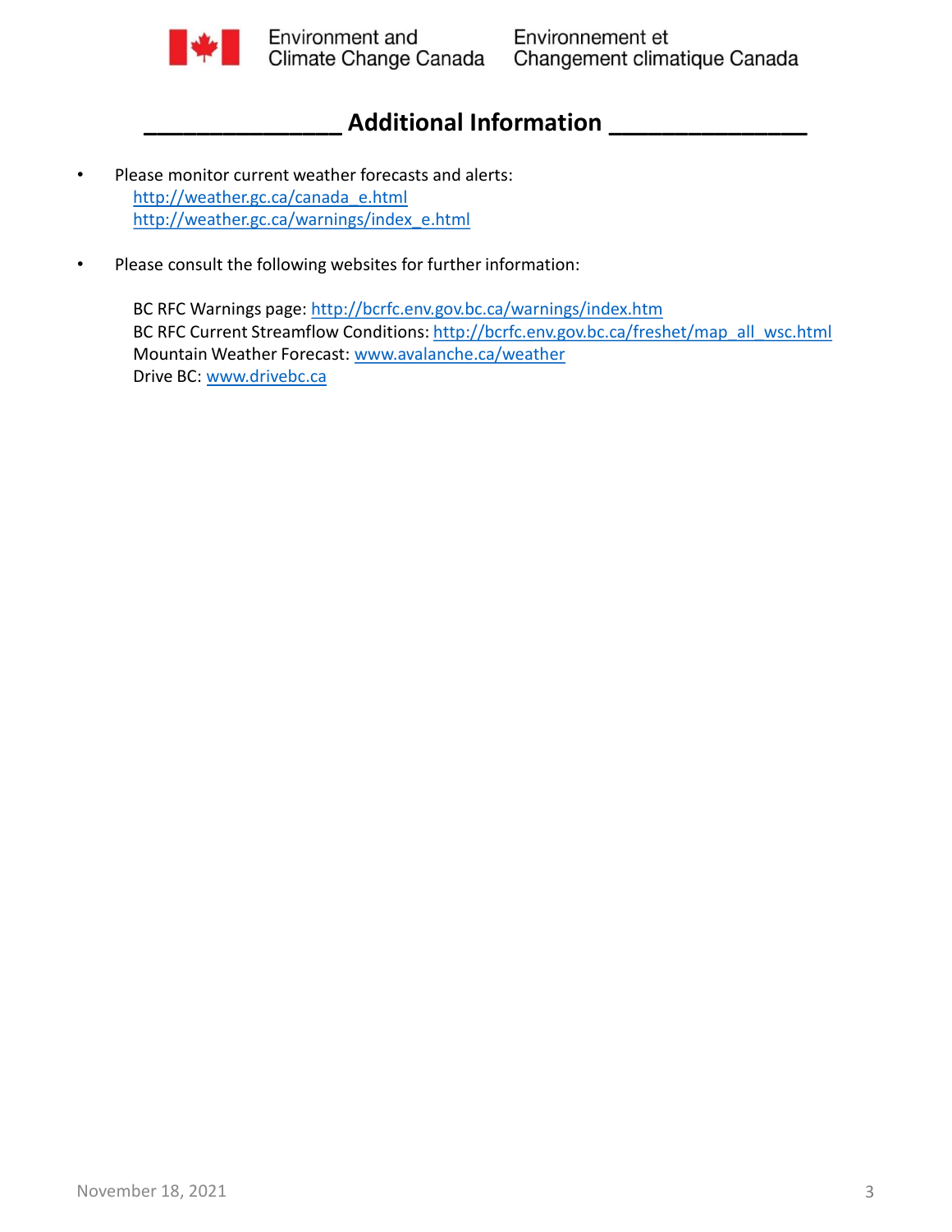Environment and Climate Change Canada | Environnement et Changement climatique Canada

## Additional Information

- Please monitor current weather forecasts and alerts:
  http://weather.gc.ca/canada_e.html
  http://weather.gc.ca/warnings/index_e.html

- Please consult the following websites for further information:

  BC RFC Warnings page: http://bcrfc.env.gov.bc.ca/warnings/index.htm
  BC RFC Current Streamflow Conditions: http://bcrfc.env.gov.bc.ca/freshet/map_all_wsc.html
  Mountain Weather Forecast: www.avalanche.ca/weather
  Drive BC: www.drivebc.ca

November 18, 2021